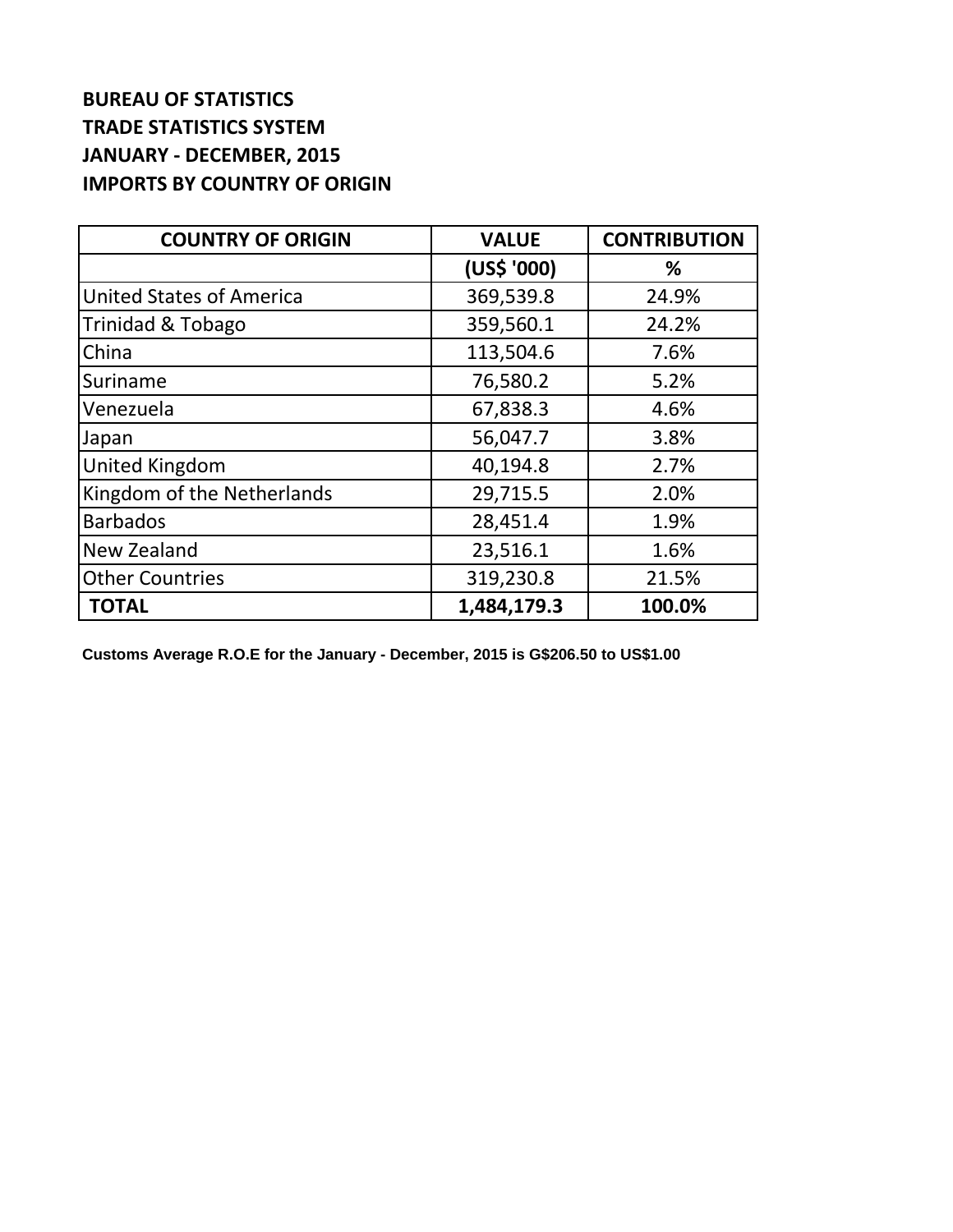**BUREAU OF STATISTICS**
**TRADE STATISTICS SYSTEM**
**JANUARY - DECEMBER, 2015**
**IMPORTS BY COUNTRY OF ORIGIN**

| COUNTRY OF ORIGIN | VALUE | CONTRIBUTION |
|---|---|---|
| | (US$ '000) | % |
| United States of America | 369,539.8 | 24.9% |
| Trinidad & Tobago | 359,560.1 | 24.2% |
| China | 113,504.6 | 7.6% |
| Suriname | 76,580.2 | 5.2% |
| Venezuela | 67,838.3 | 4.6% |
| Japan | 56,047.7 | 3.8% |
| United Kingdom | 40,194.8 | 2.7% |
| Kingdom of the Netherlands | 29,715.5 | 2.0% |
| Barbados | 28,451.4 | 1.9% |
| New Zealand | 23,516.1 | 1.6% |
| Other Countries | 319,230.8 | 21.5% |
| **TOTAL** | **1,484,179.3** | **100.0%** |

**Customs Average R.O.E for the January - December, 2015 is G$206.50 to US$1.00**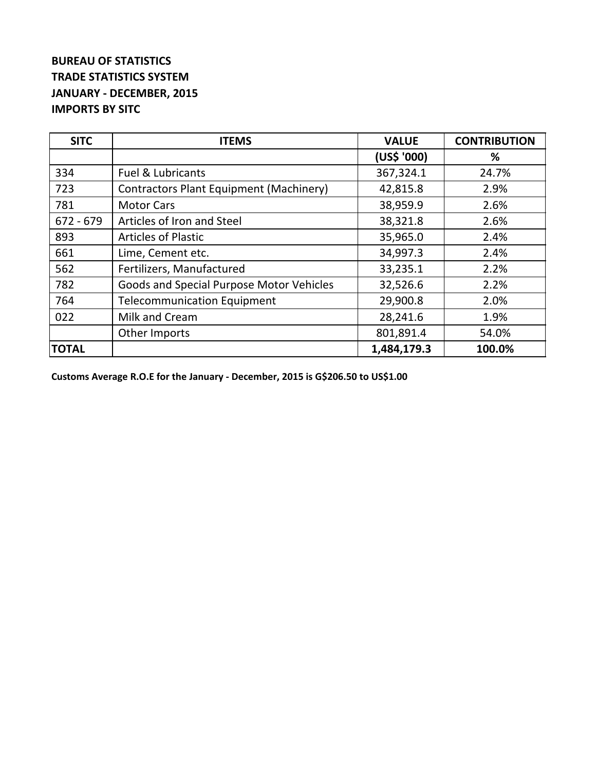**BUREAU OF STATISTICS**
**TRADE STATISTICS SYSTEM**
**JANUARY - DECEMBER, 2015**
**IMPORTS BY SITC**

| SITC | ITEMS | VALUE | CONTRIBUTION |
|---|---|---|---|
| | | (US$ '000) | % |
| 334 | Fuel & Lubricants | 367,324.1 | 24.7% |
| 723 | Contractors Plant Equipment (Machinery) | 42,815.8 | 2.9% |
| 781 | Motor Cars | 38,959.9 | 2.6% |
| 672 - 679 | Articles of Iron and Steel | 38,321.8 | 2.6% |
| 893 | Articles of Plastic | 35,965.0 | 2.4% |
| 661 | Lime, Cement etc. | 34,997.3 | 2.4% |
| 562 | Fertilizers, Manufactured | 33,235.1 | 2.2% |
| 782 | Goods and Special Purpose Motor Vehicles | 32,526.6 | 2.2% |
| 764 | Telecommunication Equipment | 29,900.8 | 2.0% |
| 022 | Milk and Cream | 28,241.6 | 1.9% |
| | Other Imports | 801,891.4 | 54.0% |
| **TOTAL** | | **1,484,179.3** | **100.0%** |

**Customs Average R.O.E for the January - December, 2015 is G$206.50 to US$1.00**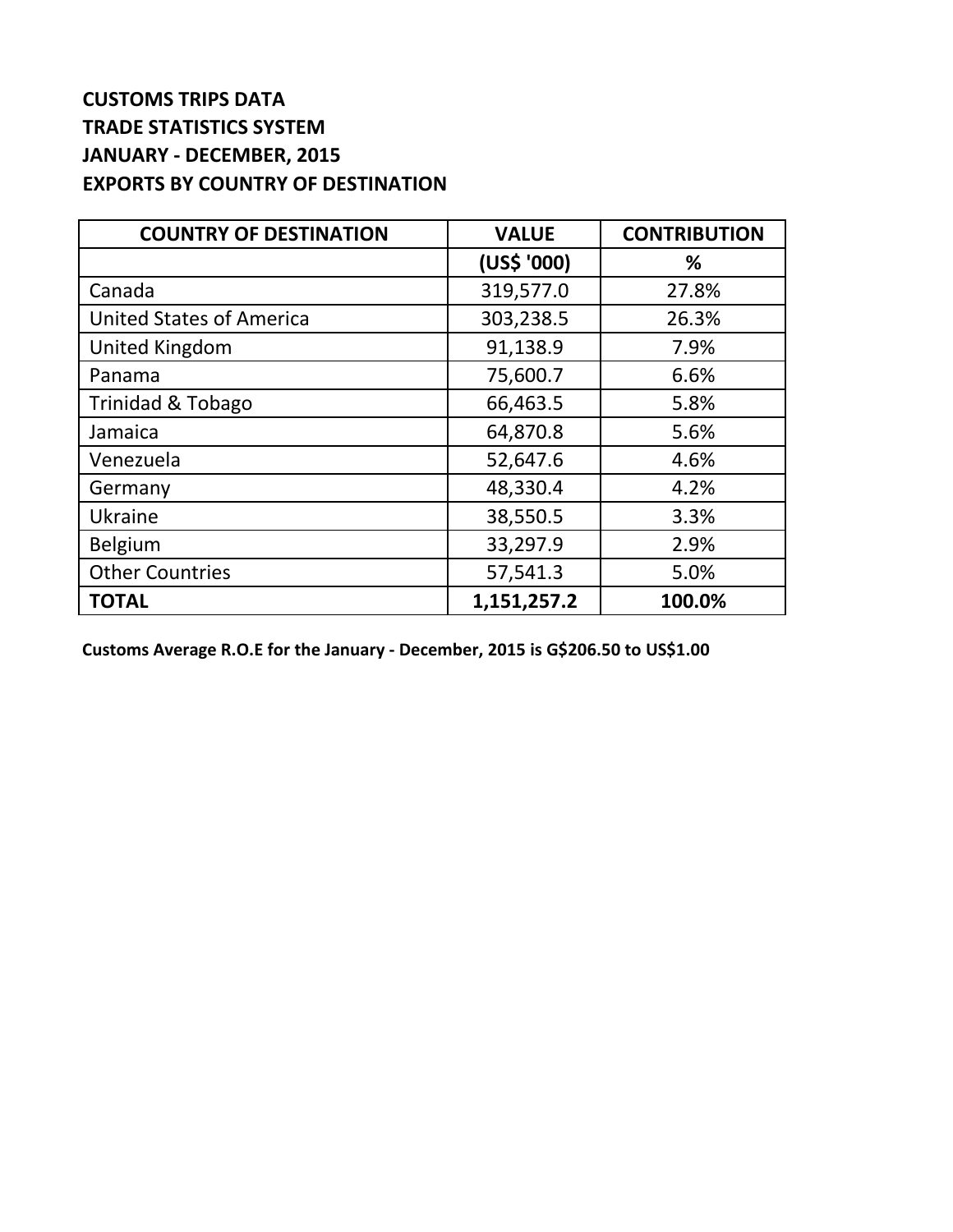**CUSTOMS TRIPS DATA**
**TRADE STATISTICS SYSTEM**
**JANUARY - DECEMBER, 2015**
**EXPORTS BY COUNTRY OF DESTINATION**

| COUNTRY OF DESTINATION | VALUE | CONTRIBUTION |
|---|---|---|
| | (US$ '000) | % |
| Canada | 319,577.0 | 27.8% |
| United States of America | 303,238.5 | 26.3% |
| United Kingdom | 91,138.9 | 7.9% |
| Panama | 75,600.7 | 6.6% |
| Trinidad & Tobago | 66,463.5 | 5.8% |
| Jamaica | 64,870.8 | 5.6% |
| Venezuela | 52,647.6 | 4.6% |
| Germany | 48,330.4 | 4.2% |
| Ukraine | 38,550.5 | 3.3% |
| Belgium | 33,297.9 | 2.9% |
| Other Countries | 57,541.3 | 5.0% |
| **TOTAL** | **1,151,257.2** | **100.0%** |

**Customs Average R.O.E for the January - December, 2015 is G$206.50 to US$1.00**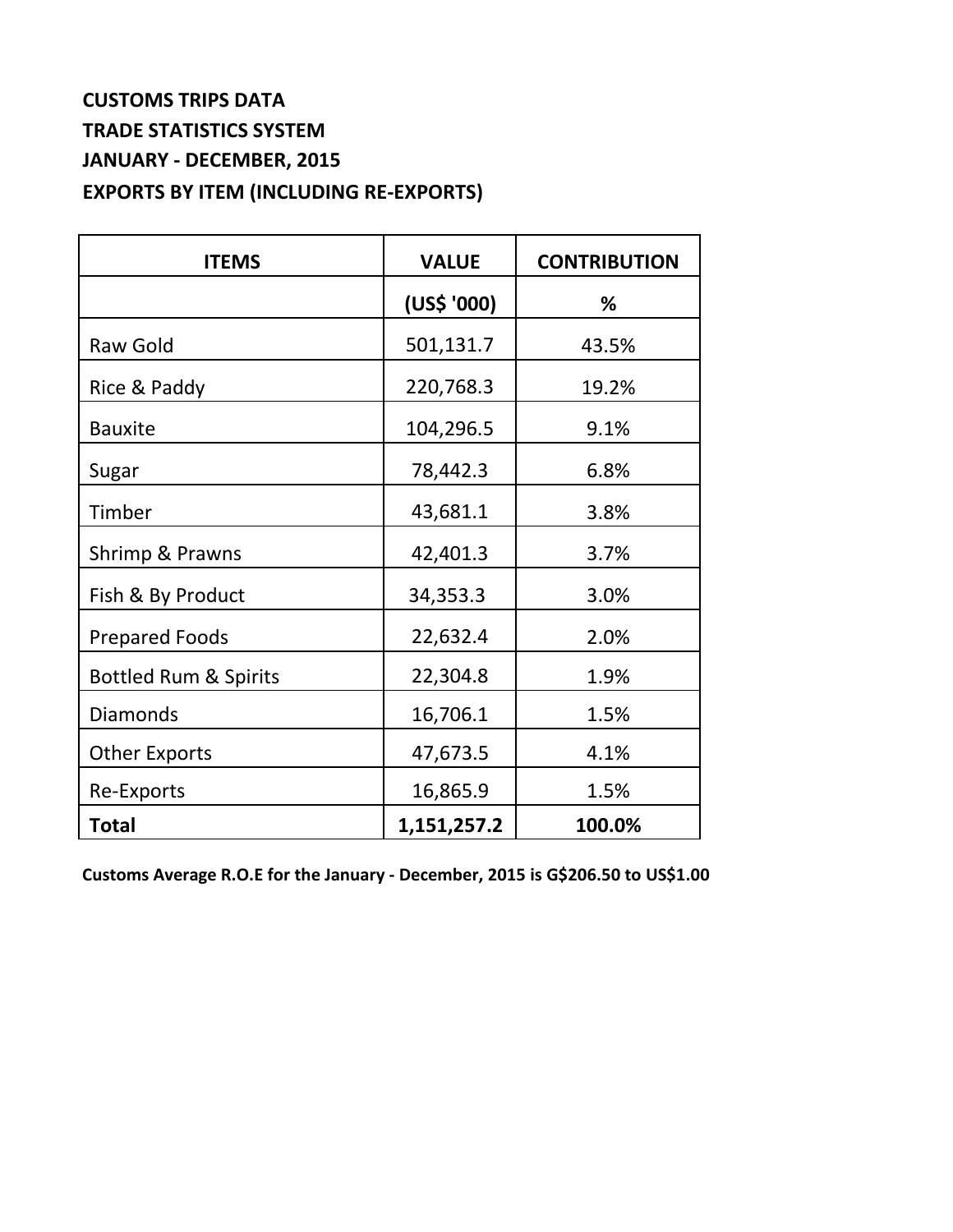**CUSTOMS TRIPS DATA**
**TRADE STATISTICS SYSTEM**
**JANUARY - DECEMBER, 2015**
**EXPORTS BY ITEM (INCLUDING RE-EXPORTS)**

| ITEMS | VALUE | CONTRIBUTION |
|---|---|---|
| | (US$ '000) | % |
| Raw Gold | 501,131.7 | 43.5% |
| Rice & Paddy | 220,768.3 | 19.2% |
| Bauxite | 104,296.5 | 9.1% |
| Sugar | 78,442.3 | 6.8% |
| Timber | 43,681.1 | 3.8% |
| Shrimp & Prawns | 42,401.3 | 3.7% |
| Fish & By Product | 34,353.3 | 3.0% |
| Prepared Foods | 22,632.4 | 2.0% |
| Bottled Rum & Spirits | 22,304.8 | 1.9% |
| Diamonds | 16,706.1 | 1.5% |
| Other Exports | 47,673.5 | 4.1% |
| Re-Exports | 16,865.9 | 1.5% |
| **Total** | **1,151,257.2** | **100.0%** |

**Customs Average R.O.E for the January - December, 2015 is G$206.50 to US$1.00**